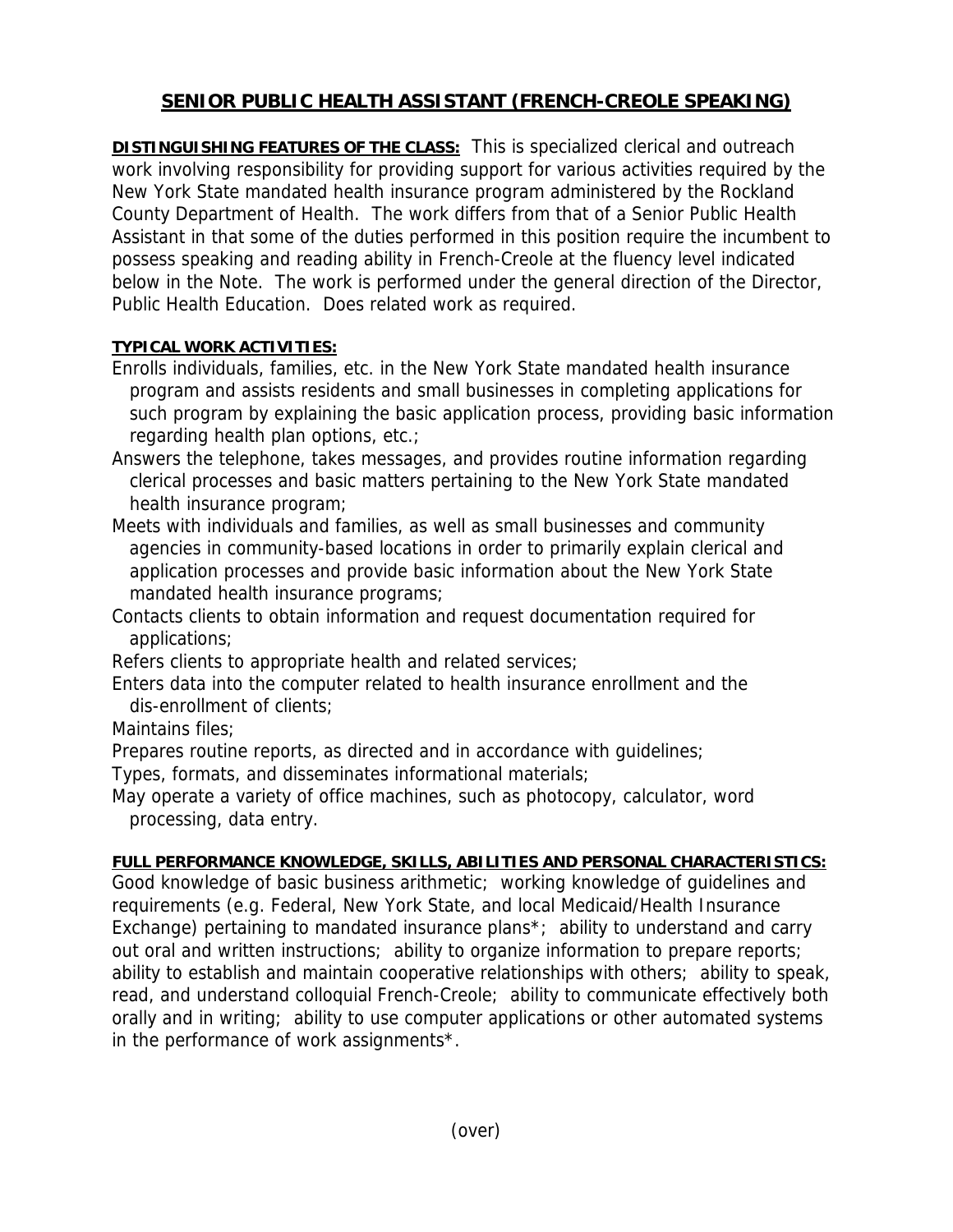# SENIOR PUBLIC HEALTH ASSISTANT (FRENCH-CREOLE SPEAKING)

**DISTINGUISHING FEATURES OF THE CLASS:** This is specialized clerical and outreach work involving responsibility for providing support for various activities required by the New York State mandated health insurance program administered by the Rockland County Department of Health. The work differs from that of a Senior Public Health Assistant in that some of the duties performed in this position require the incumbent to possess speaking and reading ability in French-Creole at the fluency level indicated below in the Note. The work is performed under the general direction of the Director, Public Health Education. Does related work as required.

**TYPICAL WORK ACTIVITIES:**

Enrolls individuals, families, etc. in the New York State mandated health insurance program and assists residents and small businesses in completing applications for such program by explaining the basic application process, providing basic information regarding health plan options, etc.;

Answers the telephone, takes messages, and provides routine information regarding clerical processes and basic matters pertaining to the New York State mandated health insurance program;

Meets with individuals and families, as well as small businesses and community agencies in community-based locations in order to primarily explain clerical and application processes and provide basic information about the New York State mandated health insurance programs;

Contacts clients to obtain information and request documentation required for applications;

Refers clients to appropriate health and related services;

Enters data into the computer related to health insurance enrollment and the dis-enrollment of clients;

Maintains files;

Prepares routine reports, as directed and in accordance with guidelines;

Types, formats, and disseminates informational materials;

May operate a variety of office machines, such as photocopy, calculator, word processing, data entry.

**FULL PERFORMANCE KNOWLEDGE, SKILLS, ABILITIES AND PERSONAL CHARACTERISTICS:**
Good knowledge of basic business arithmetic; working knowledge of guidelines and requirements (e.g. Federal, New York State, and local Medicaid/Health Insurance Exchange) pertaining to mandated insurance plans*; ability to understand and carry out oral and written instructions; ability to organize information to prepare reports; ability to establish and maintain cooperative relationships with others; ability to speak, read, and understand colloquial French-Creole; ability to communicate effectively both orally and in writing; ability to use computer applications or other automated systems in the performance of work assignments*.

(over)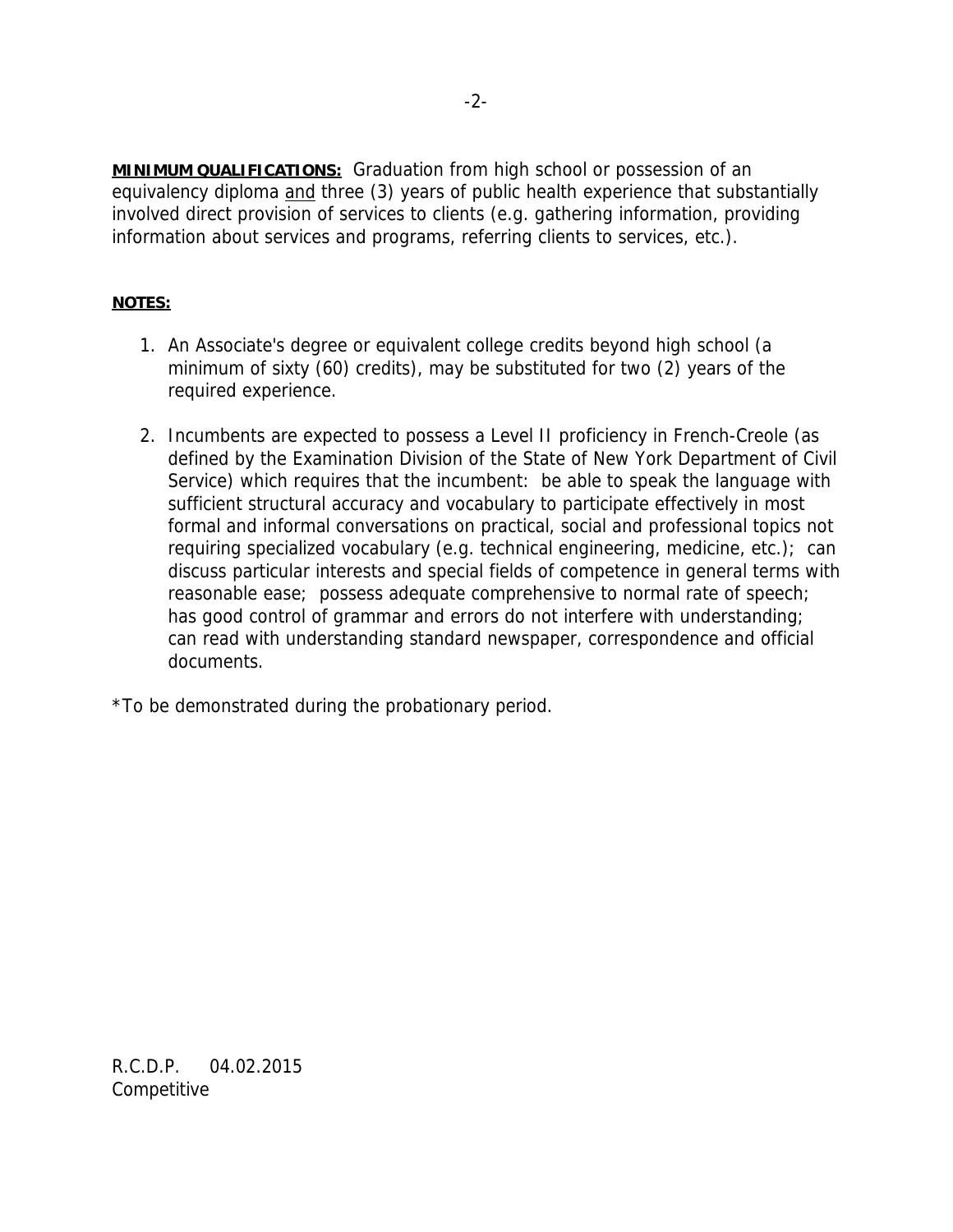**<u>MINIMUM QUALIFICATIONS:</u>** Graduation from high school or possession of an equivalency diploma <u>and</u> three (3) years of public health experience that substantially involved direct provision of services to clients (e.g. gathering information, providing information about services and programs, referring clients to services, etc.).

**<u>NOTES:</u>**

1. An Associate's degree or equivalent college credits beyond high school (a minimum of sixty (60) credits), may be substituted for two (2) years of the required experience.
2. Incumbents are expected to possess a Level II proficiency in French-Creole (as defined by the Examination Division of the State of New York Department of Civil Service) which requires that the incumbent: be able to speak the language with sufficient structural accuracy and vocabulary to participate effectively in most formal and informal conversations on practical, social and professional topics not requiring specialized vocabulary (e.g. technical engineering, medicine, etc.); can discuss particular interests and special fields of competence in general terms with reasonable ease; possess adequate comprehensive to normal rate of speech; has good control of grammar and errors do not interfere with understanding; can read with understanding standard newspaper, correspondence and official documents.

*To be demonstrated during the probationary period.

R.C.D.P. 04.02.2015
Competitive